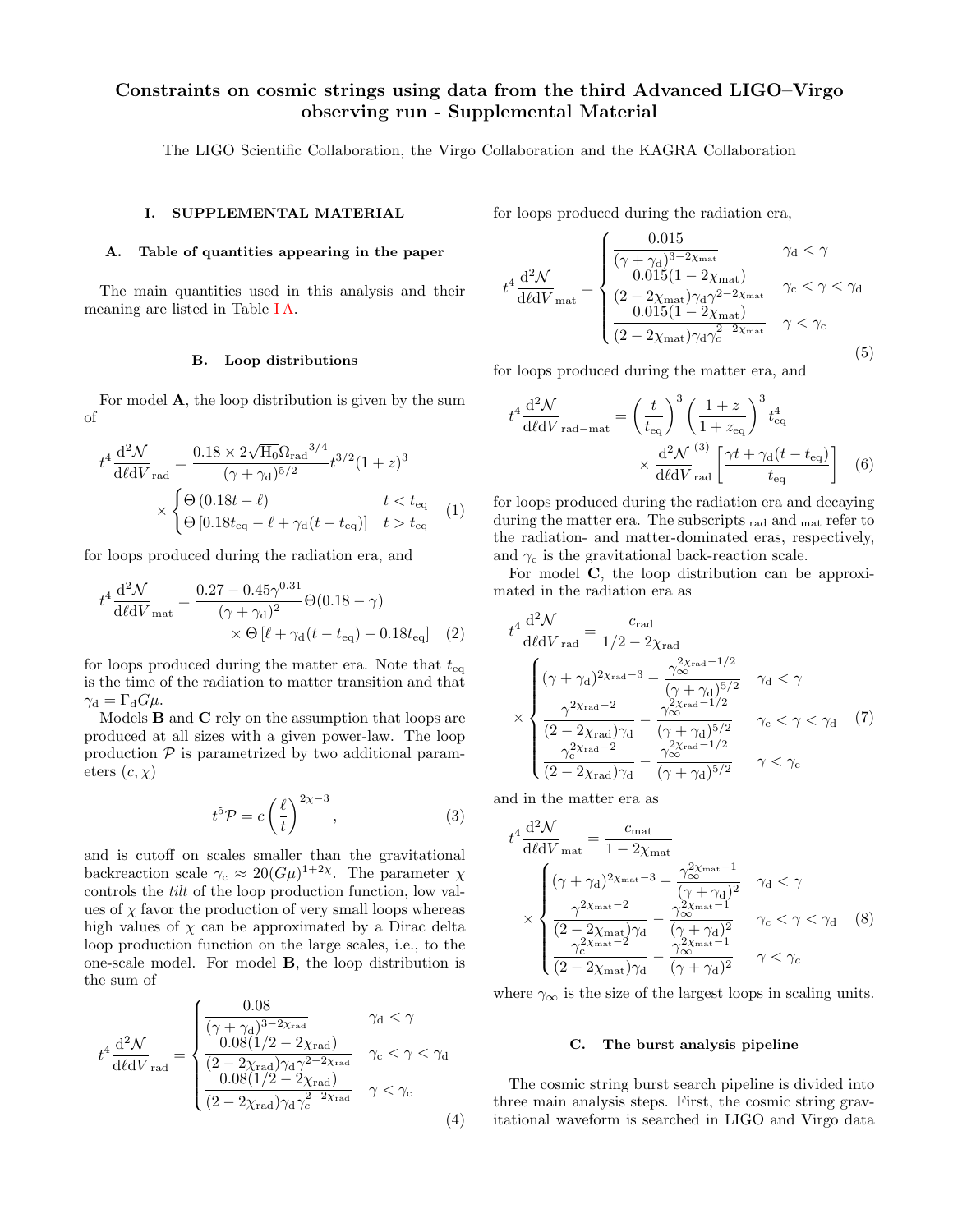# Constraints on cosmic strings using data from the third Advanced LIGO–Virgo observing run - Supplemental Material

The LIGO Scientific Collaboration, the Virgo Collaboration and the KAGRA Collaboration

## I. SUPPLEMENTAL MATERIAL

### A. Table of quantities appearing in the paper

The main quantities used in this analysis and their meaning are listed in Table I A.

### B. Loop distributions

For model **A**, the loop distribution is given by the sum of

$$t^4 \frac{\mathrm{d}^2\mathcal{N}}{\mathrm{d}\ell \mathrm{d}V}_{\mathrm{rad}} = \frac{0.18 \times 2\sqrt{\mathrm{H}_0}\Omega_{\mathrm{rad}}{}^{3/4}}{(\gamma+\gamma_{\mathrm{d}})^{5/2}} t^{3/2}(1+z)^3 \times \begin{cases} \Theta\left(0.18t - \ell\right) & t < t_{\mathrm{eq}} \\ \Theta\left[0.18t_{\mathrm{eq}} - \ell + \gamma_{\mathrm{d}}(t-t_{\mathrm{eq}})\right] & t > t_{\mathrm{eq}} \end{cases} \quad (1)$$

for loops produced during the radiation era, and

$$t^4 \frac{\mathrm{d}^2\mathcal{N}}{\mathrm{d}\ell \mathrm{d}V}_{\mathrm{mat}} = \frac{0.27 - 0.45\gamma^{0.31}}{(\gamma+\gamma_{\mathrm{d}})^2}\Theta(0.18-\gamma) \times \Theta\left[\ell + \gamma_{\mathrm{d}}(t-t_{\mathrm{eq}}) - 0.18t_{\mathrm{eq}}\right] \quad (2)$$

for loops produced during the matter era. Note that $t_{\mathrm{eq}}$ is the time of the radiation to matter transition and that $\gamma_{\mathrm{d}} = \Gamma_{\mathrm{d}} G\mu$.

Models **B** and **C** rely on the assumption that loops are produced at all sizes with a given power-law. The loop production $\mathcal{P}$ is parametrized by two additional parameters $(c, \chi)$

$$t^5 \mathcal{P} = c\left(\frac{\ell}{t}\right)^{2\chi-3}, \quad (3)$$

and is cutoff on scales smaller than the gravitational backreaction scale $\gamma_{\mathrm{c}} \approx 20(G\mu)^{1+2\chi}$. The parameter $\chi$ controls the *tilt* of the loop production function, low values of $\chi$ favor the production of very small loops whereas high values of $\chi$ can be approximated by a Dirac delta loop production function on the large scales, i.e., to the one-scale model. For model **B**, the loop distribution is the sum of

$$t^4 \frac{\mathrm{d}^2\mathcal{N}}{\mathrm{d}\ell \mathrm{d}V}_{\mathrm{rad}} = \begin{cases} \dfrac{0.08}{(\gamma+\gamma_{\mathrm{d}})^{3-2\chi_{\mathrm{rad}}}} & \gamma_{\mathrm{d}} < \gamma \\ \dfrac{0.08(1/2 - 2\chi_{\mathrm{rad}})}{(2-2\chi_{\mathrm{rad}})\gamma_{\mathrm{d}}\gamma^{2-2\chi_{\mathrm{rad}}}} & \gamma_{\mathrm{c}} < \gamma < \gamma_{\mathrm{d}} \\ \dfrac{0.08(1/2 - 2\chi_{\mathrm{rad}})}{(2-2\chi_{\mathrm{rad}})\gamma_{\mathrm{d}}\gamma_{\mathrm{c}}^{2-2\chi_{\mathrm{rad}}}} & \gamma < \gamma_{\mathrm{c}} \end{cases} \quad (4)$$

for loops produced during the radiation era,

$$t^4 \frac{\mathrm{d}^2\mathcal{N}}{\mathrm{d}\ell \mathrm{d}V}_{\mathrm{mat}} = \begin{cases} \dfrac{0.015}{(\gamma+\gamma_{\mathrm{d}})^{3-2\chi_{\mathrm{mat}}}} & \gamma_{\mathrm{d}} < \gamma \\ \dfrac{0.015(1 - 2\chi_{\mathrm{mat}})}{(2-2\chi_{\mathrm{mat}})\gamma_{\mathrm{d}}\gamma^{2-2\chi_{\mathrm{mat}}}} & \gamma_{\mathrm{c}} < \gamma < \gamma_{\mathrm{d}} \\ \dfrac{0.015(1 - 2\chi_{\mathrm{mat}})}{(2-2\chi_{\mathrm{mat}})\gamma_{\mathrm{d}}\gamma_{\mathrm{c}}^{2-2\chi_{\mathrm{mat}}}} & \gamma < \gamma_{\mathrm{c}} \end{cases} \quad (5)$$

for loops produced during the matter era, and

$$t^4 \frac{\mathrm{d}^2\mathcal{N}}{\mathrm{d}\ell \mathrm{d}V}_{\mathrm{rad-mat}} = \left(\frac{t}{t_{\mathrm{eq}}}\right)^3 \left(\frac{1+z}{1+z_{\mathrm{eq}}}\right)^3 t_{\mathrm{eq}}^4 \times \frac{\mathrm{d}^2\mathcal{N}}{\mathrm{d}\ell \mathrm{d}V}^{(3)}_{\mathrm{rad}}\left[\frac{\gamma t + \gamma_{\mathrm{d}}(t-t_{\mathrm{eq}})}{t_{\mathrm{eq}}}\right] \quad (6)$$

for loops produced during the radiation era and decaying during the matter era. The subscripts $_{\mathrm{rad}}$ and $_{\mathrm{mat}}$ refer to the radiation- and matter-dominated eras, respectively, and $\gamma_{\mathrm{c}}$ is the gravitational back-reaction scale.

For model **C**, the loop distribution can be approximated in the radiation era as

$$t^4 \frac{\mathrm{d}^2\mathcal{N}}{\mathrm{d}\ell \mathrm{d}V}_{\mathrm{rad}} = \frac{c_{\mathrm{rad}}}{1/2 - 2\chi_{\mathrm{rad}}} \times \begin{cases} (\gamma+\gamma_{\mathrm{d}})^{2\chi_{\mathrm{rad}}-3} - \dfrac{\gamma_\infty^{2\chi_{\mathrm{rad}}-1/2}}{(\gamma+\gamma_{\mathrm{d}})^{5/2}} & \gamma_{\mathrm{d}} < \gamma \\ \dfrac{\gamma^{2\chi_{\mathrm{rad}}-2}}{(2-2\chi_{\mathrm{rad}})\gamma_{\mathrm{d}}} - \dfrac{\gamma_\infty^{2\chi_{\mathrm{rad}}-1/2}}{(\gamma+\gamma_{\mathrm{d}})^{5/2}} & \gamma_{\mathrm{c}} < \gamma < \gamma_{\mathrm{d}} \\ \dfrac{\gamma_{\mathrm{c}}^{2\chi_{\mathrm{rad}}-2}}{(2-2\chi_{\mathrm{rad}})\gamma_{\mathrm{d}}} - \dfrac{\gamma_\infty^{2\chi_{\mathrm{rad}}-1/2}}{(\gamma+\gamma_{\mathrm{d}})^{5/2}} & \gamma < \gamma_{\mathrm{c}} \end{cases} \quad (7)$$

and in the matter era as

$$t^4 \frac{\mathrm{d}^2\mathcal{N}}{\mathrm{d}\ell \mathrm{d}V}_{\mathrm{mat}} = \frac{c_{\mathrm{mat}}}{1 - 2\chi_{\mathrm{mat}}} \times \begin{cases} (\gamma+\gamma_{\mathrm{d}})^{2\chi_{\mathrm{mat}}-3} - \dfrac{\gamma_\infty^{2\chi_{\mathrm{mat}}-1}}{(\gamma+\gamma_{\mathrm{d}})^{2}} & \gamma_{\mathrm{d}} < \gamma \\ \dfrac{\gamma^{2\chi_{\mathrm{mat}}-2}}{(2-2\chi_{\mathrm{mat}})\gamma_{\mathrm{d}}} - \dfrac{\gamma_\infty^{2\chi_{\mathrm{mat}}-1}}{(\gamma+\gamma_{\mathrm{d}})^{2}} & \gamma_{c} < \gamma < \gamma_{\mathrm{d}} \\ \dfrac{\gamma_{c}^{2\chi_{\mathrm{mat}}-2}}{(2-2\chi_{\mathrm{mat}})\gamma_{\mathrm{d}}} - \dfrac{\gamma_\infty^{2\chi_{\mathrm{mat}}-1}}{(\gamma+\gamma_{\mathrm{d}})^{2}} & \gamma < \gamma_{c} \end{cases} \quad (8)$$

where $\gamma_\infty$ is the size of the largest loops in scaling units.

### C. The burst analysis pipeline

The cosmic string burst search pipeline is divided into three main analysis steps. First, the cosmic string gravitational waveform is searched in LIGO and Virgo data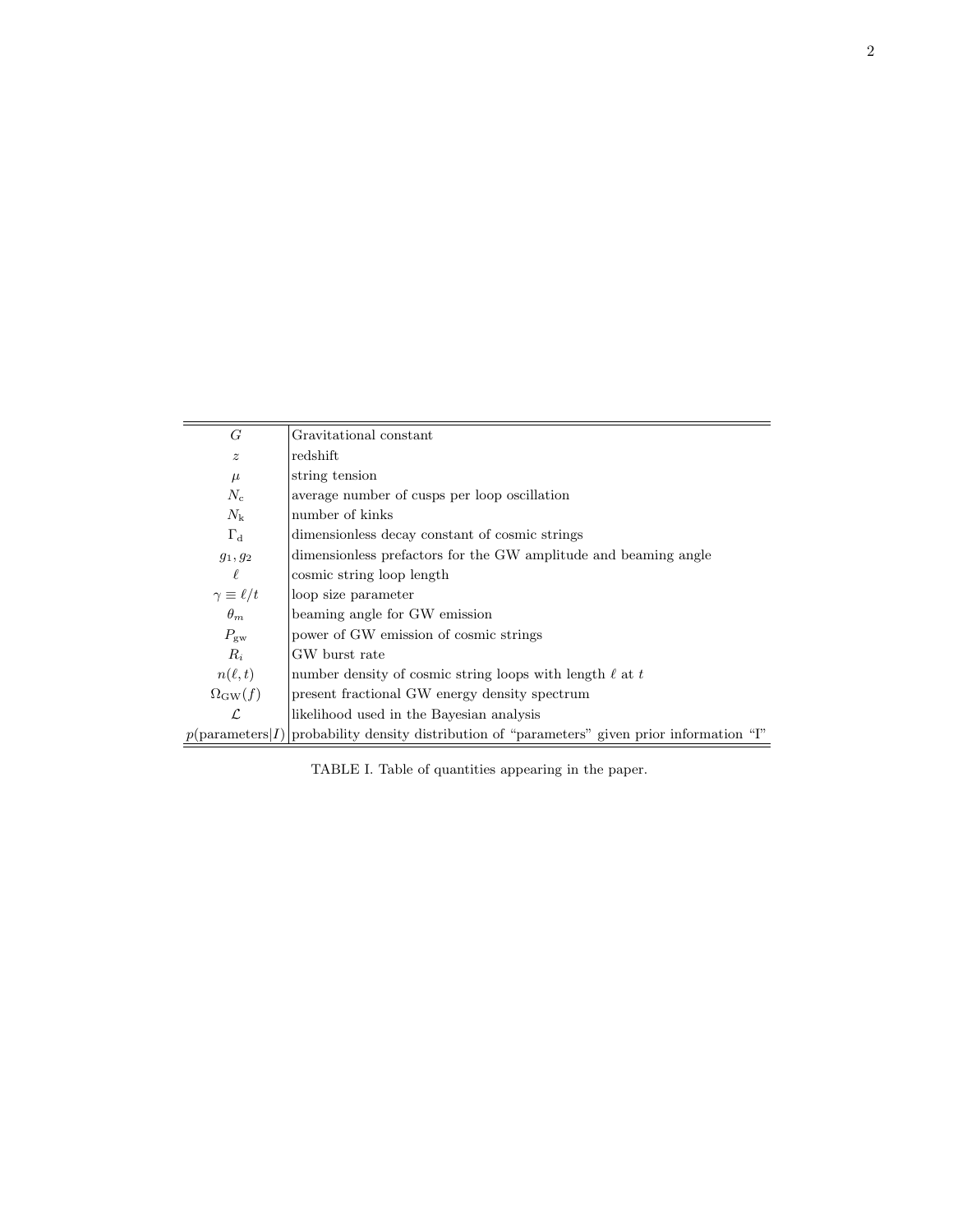| | |
|---|---|
| $G$ | Gravitational constant |
| $z$ | redshift |
| $\mu$ | string tension |
| $N_{\rm c}$ | average number of cusps per loop oscillation |
| $N_{\rm k}$ | number of kinks |
| $\Gamma_{\rm d}$ | dimensionless decay constant of cosmic strings |
| $g_1, g_2$ | dimensionless prefactors for the GW amplitude and beaming angle |
| $\ell$ | cosmic string loop length |
| $\gamma \equiv \ell/t$ | loop size parameter |
| $\theta_m$ | beaming angle for GW emission |
| $P_{\rm gw}$ | power of GW emission of cosmic strings |
| $R_i$ | GW burst rate |
| $n(\ell, t)$ | number density of cosmic string loops with length $\ell$ at $t$ |
| $\Omega_{\rm GW}(f)$ | present fractional GW energy density spectrum |
| $\mathcal{L}$ | likelihood used in the Bayesian analysis |
| $p(\text{parameters}\|I)$ | probability density distribution of "parameters" given prior information "I" |

TABLE I. Table of quantities appearing in the paper.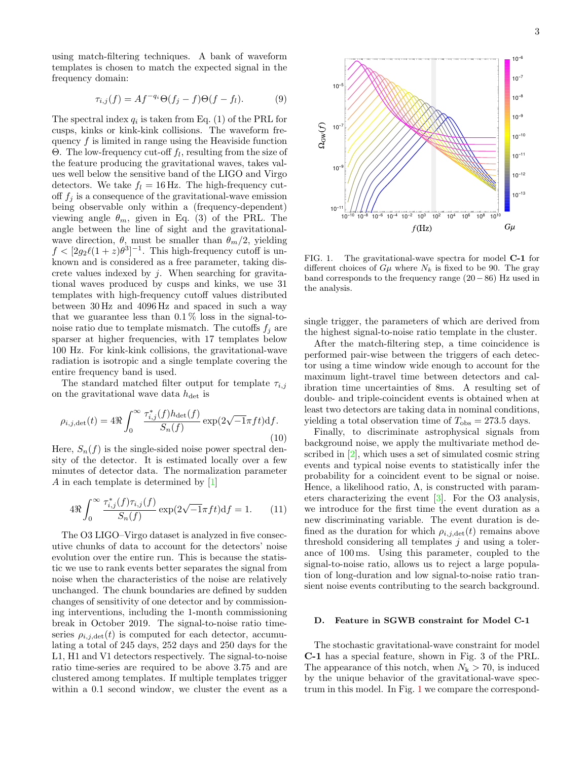using match-filtering techniques. A bank of waveform templates is chosen to match the expected signal in the frequency domain:

$$\tau_{i,j}(f) = Af^{-q_i}\Theta(f_j - f)\Theta(f - f_l). \tag{9}$$

The spectral index $q_i$ is taken from Eq. (1) of the PRL for cusps, kinks or kink-kink collisions. The waveform frequency $f$ is limited in range using the Heaviside function $\Theta$. The low-frequency cut-off $f_l$, resulting from the size of the feature producing the gravitational waves, takes values well below the sensitive band of the LIGO and Virgo detectors. We take $f_l = 16$ Hz. The high-frequency cutoff $f_j$ is a consequence of the gravitational-wave emission being observable only within a (frequency-dependent) viewing angle $\theta_m$, given in Eq. (3) of the PRL. The angle between the line of sight and the gravitational-wave direction, $\theta$, must be smaller than $\theta_m/2$, yielding $f < [2g_2\ell(1+z)\theta^3]^{-1}$. This high-frequency cutoff is unknown and is considered as a free parameter, taking discrete values indexed by $j$. When searching for gravitational waves produced by cusps and kinks, we use 31 templates with high-frequency cutoff values distributed between 30 Hz and 4096 Hz and spaced in such a way that we guarantee less than 0.1 % loss in the signal-to-noise ratio due to template mismatch. The cutoffs $f_j$ are sparser at higher frequencies, with 17 templates below 100 Hz. For kink-kink collisions, the gravitational-wave radiation is isotropic and a single template covering the entire frequency band is used.

The standard matched filter output for template $\tau_{i,j}$ on the gravitational wave data $h_{\rm det}$ is

$$\rho_{i,j,\rm det}(t) = 4\Re\int_0^\infty \frac{\tau^*_{i,j}(f)h_{\rm det}(f)}{S_n(f)}\exp(2\sqrt{-1}\pi f t)\mathrm{d}f. \tag{10}$$

Here, $S_n(f)$ is the single-sided noise power spectral density of the detector. It is estimated locally over a few minutes of detector data. The normalization parameter $A$ in each template is determined by [1]

$$4\Re\int_0^\infty \frac{\tau^*_{i,j}(f)\tau_{i,j}(f)}{S_n(f)}\exp(2\sqrt{-1}\pi f t)\mathrm{d}f = 1. \tag{11}$$

The O3 LIGO–Virgo dataset is analyzed in five consecutive chunks of data to account for the detectors' noise evolution over the entire run. This is because the statistic we use to rank events better separates the signal from noise when the characteristics of the noise are relatively unchanged. The chunk boundaries are defined by sudden changes of sensitivity of one detector and by commissioning interventions, including the 1-month commissioning break in October 2019. The signal-to-noise ratio time-series $\rho_{i,j,\rm det}(t)$ is computed for each detector, accumulating a total of 245 days, 252 days and 250 days for the L1, H1 and V1 detectors respectively. The signal-to-noise ratio time-series are required to be above 3.75 and are clustered among templates. If multiple templates trigger within a 0.1 second window, we cluster the event as a single trigger, the parameters of which are derived from the highest signal-to-noise ratio template in the cluster.

After the match-filtering step, a time coincidence is performed pair-wise between the triggers of each detector using a time window wide enough to account for the maximum light-travel time between detectors and calibration time uncertainties of 8ms. A resulting set of double- and triple-coincident events is obtained when at least two detectors are taking data in nominal conditions, yielding a total observation time of $T_{\rm obs} = 273.5$ days.

Finally, to discriminate astrophysical signals from background noise, we apply the multivariate method described in [2], which uses a set of simulated cosmic string events and typical noise events to statistically infer the probability for a coincident event to be signal or noise. Hence, a likelihood ratio, $\Lambda$, is constructed with parameters characterizing the event [3]. For the O3 analysis, we introduce for the first time the event duration as a new discriminating variable. The event duration is defined as the duration for which $\rho_{i,j,\rm det}(t)$ remains above threshold considering all templates $j$ and using a tolerance of 100 ms. Using this parameter, coupled to the signal-to-noise ratio, allows us to reject a large population of long-duration and low signal-to-noise ratio transient noise events contributing to the search background.

FIG. 1. The gravitational-wave spectra for model **C-1** for different choices of $G\mu$ where $N_k$ is fixed to be 90. The gray band corresponds to the frequency range $(20-86)$ Hz used in the analysis.

### D. Feature in SGWB constraint for Model C-1

The stochastic gravitational-wave constraint for model **C-1** has a special feature, shown in Fig. 3 of the PRL. The appearance of this notch, when $N_{\rm k} > 70$, is induced by the unique behavior of the gravitational-wave spectrum in this model. In Fig. 1 we compare the correspond-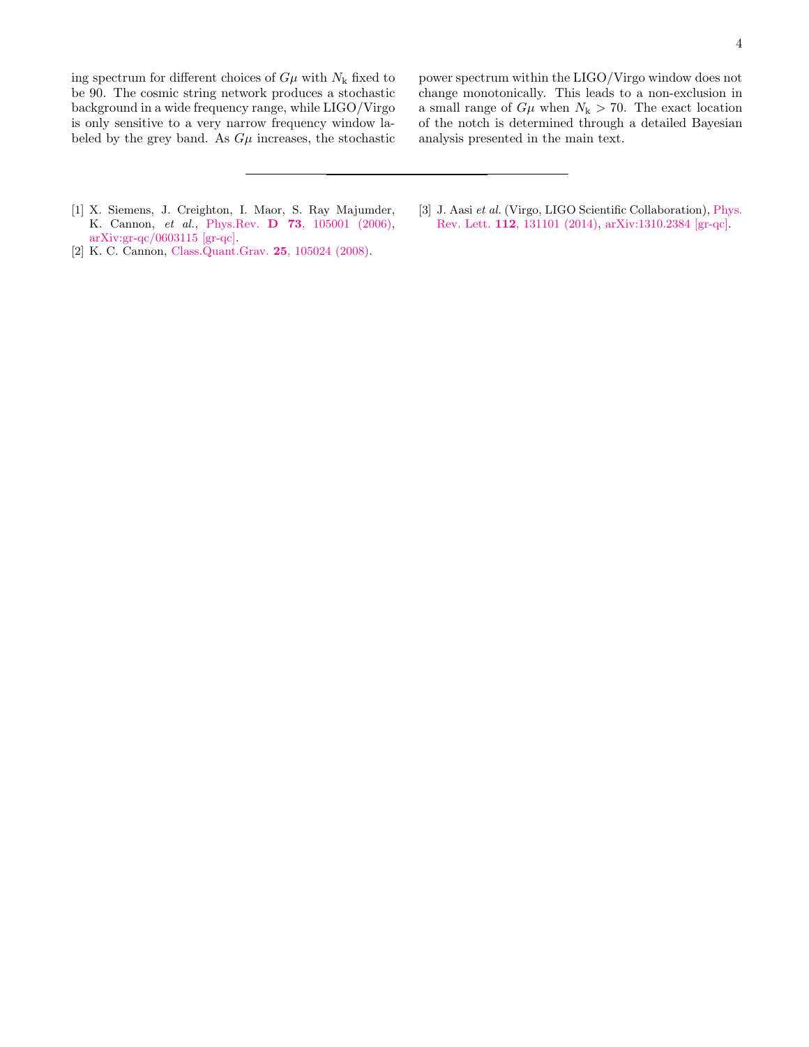ing spectrum for different choices of $G\mu$ with $N_{\mathrm{k}}$ fixed to be 90. The cosmic string network produces a stochastic background in a wide frequency range, while LIGO/Virgo is only sensitive to a very narrow frequency window labeled by the grey band. As $G\mu$ increases, the stochastic power spectrum within the LIGO/Virgo window does not change monotonically. This leads to a non-exclusion in a small range of $G\mu$ when $N_{\mathrm{k}} > 70$. The exact location of the notch is determined through a detailed Bayesian analysis presented in the main text.

---

[1] X. Siemens, J. Creighton, I. Maor, S. Ray Majumder, K. Cannon, *et al.*, Phys.Rev. **D 73**, 105001 (2006), arXiv:gr-qc/0603115 [gr-qc].

[2] K. C. Cannon, Class.Quant.Grav. **25**, 105024 (2008).

[3] J. Aasi *et al.* (Virgo, LIGO Scientific Collaboration), Phys. Rev. Lett. **112**, 131101 (2014), arXiv:1310.2384 [gr-qc].